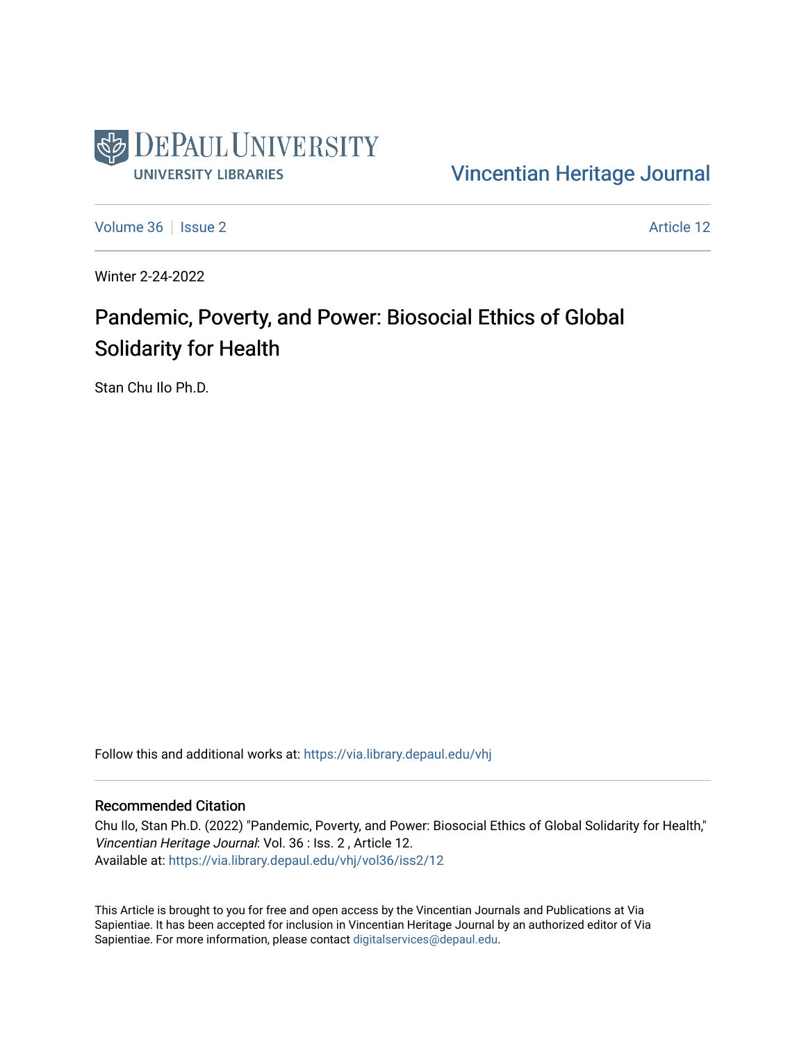DePaul University

University Libraries

Vincentian Heritage Journal

Volume 36 | Issue 2 | Article 12

Winter 2-24-2022

# Pandemic, Poverty, and Power: Biosocial Ethics of Global Solidarity for Health

Stan Chu Ilo Ph.D.

Follow this and additional works at: https://via.library.depaul.edu/vhj

## Recommended Citation

Chu Ilo, Stan Ph.D. (2022) "Pandemic, Poverty, and Power: Biosocial Ethics of Global Solidarity for Health," *Vincentian Heritage Journal*: Vol. 36 : Iss. 2 , Article 12.
Available at: https://via.library.depaul.edu/vhj/vol36/iss2/12

This Article is brought to you for free and open access by the Vincentian Journals and Publications at Via Sapientiae. It has been accepted for inclusion in Vincentian Heritage Journal by an authorized editor of Via Sapientiae. For more information, please contact digitalservices@depaul.edu.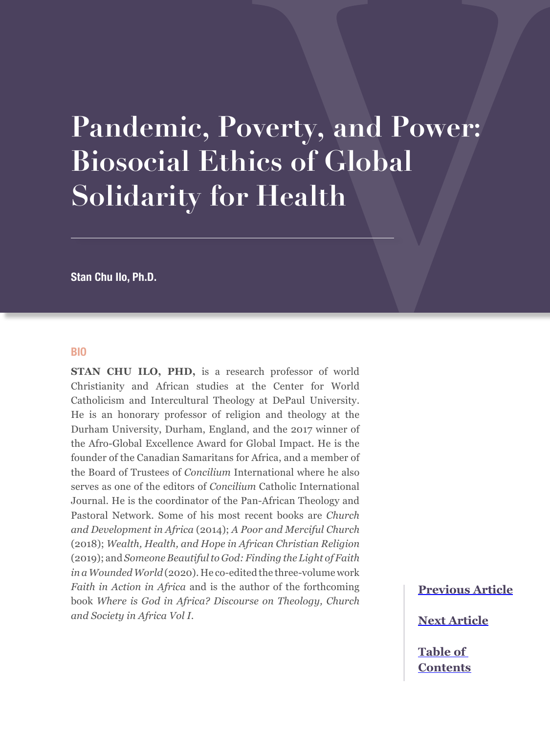# Pandemic, Poverty, and Power: Biosocial Ethics of Global Solidarity for Health

**Stan Chu Ilo, Ph.D.**

## BIO

**STAN CHU ILO, PHD,** is a research professor of world Christianity and African studies at the Center for World Catholicism and Intercultural Theology at DePaul University. He is an honorary professor of religion and theology at the Durham University, Durham, England, and the 2017 winner of the Afro-Global Excellence Award for Global Impact. He is the founder of the Canadian Samaritans for Africa, and a member of the Board of Trustees of *Concilium* International where he also serves as one of the editors of *Concilium* Catholic International Journal. He is the coordinator of the Pan-African Theology and Pastoral Network. Some of his most recent books are *Church and Development in Africa* (2014); *A Poor and Merciful Church* (2018); *Wealth, Health, and Hope in African Christian Religion* (2019); and *Someone Beautiful to God: Finding the Light of Faith in a Wounded World* (2020). He co-edited the three-volume work *Faith in Action in Africa* and is the author of the forthcoming book *Where is God in Africa? Discourse on Theology, Church and Society in Africa Vol I.*

Previous Article

Next Article

Table of Contents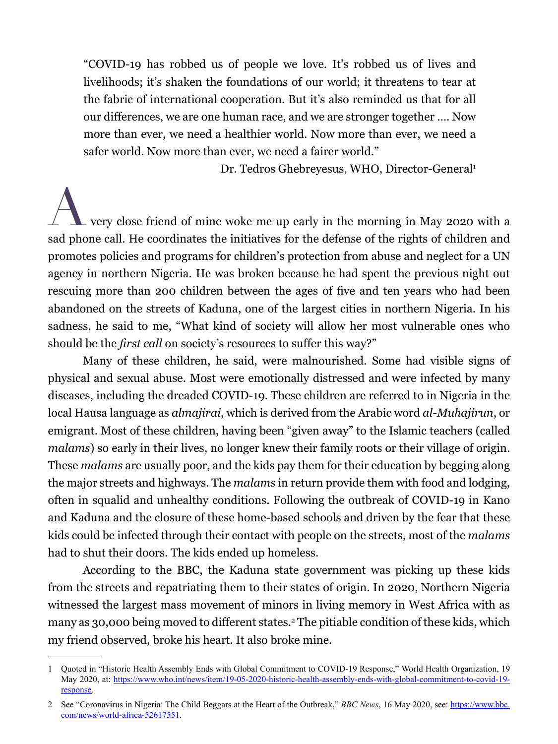"COVID-19 has robbed us of people we love. It's robbed us of lives and livelihoods; it's shaken the foundations of our world; it threatens to tear at the fabric of international cooperation. But it's also reminded us that for all our differences, we are one human race, and we are stronger together .... Now more than ever, we need a healthier world. Now more than ever, we need a safer world. Now more than ever, we need a fairer world."

Dr. Tedros Ghebreyesus, WHO, Director-General[1]

A very close friend of mine woke me up early in the morning in May 2020 with a sad phone call. He coordinates the initiatives for the defense of the rights of children and promotes policies and programs for children's protection from abuse and neglect for a UN agency in northern Nigeria. He was broken because he had spent the previous night out rescuing more than 200 children between the ages of five and ten years who had been abandoned on the streets of Kaduna, one of the largest cities in northern Nigeria. In his sadness, he said to me, "What kind of society will allow her most vulnerable ones who should be the *first call* on society's resources to suffer this way?"

Many of these children, he said, were malnourished. Some had visible signs of physical and sexual abuse. Most were emotionally distressed and were infected by many diseases, including the dreaded COVID-19. These children are referred to in Nigeria in the local Hausa language as *almajirai*, which is derived from the Arabic word *al-Muhajirun*, or emigrant. Most of these children, having been "given away" to the Islamic teachers (called *malams*) so early in their lives, no longer knew their family roots or their village of origin. These *malams* are usually poor, and the kids pay them for their education by begging along the major streets and highways. The *malams* in return provide them with food and lodging, often in squalid and unhealthy conditions. Following the outbreak of COVID-19 in Kano and Kaduna and the closure of these home-based schools and driven by the fear that these kids could be infected through their contact with people on the streets, most of the *malams* had to shut their doors. The kids ended up homeless.

According to the BBC, the Kaduna state government was picking up these kids from the streets and repatriating them to their states of origin. In 2020, Northern Nigeria witnessed the largest mass movement of minors in living memory in West Africa with as many as 30,000 being moved to different states.[2] The pitiable condition of these kids, which my friend observed, broke his heart. It also broke mine.

---

1 Quoted in "Historic Health Assembly Ends with Global Commitment to COVID-19 Response," World Health Organization, 19 May 2020, at: https://www.who.int/news/item/19-05-2020-historic-health-assembly-ends-with-global-commitment-to-covid-19-response.

2 See "Coronavirus in Nigeria: The Child Beggars at the Heart of the Outbreak," *BBC News*, 16 May 2020, see: https://www.bbc.com/news/world-africa-52617551.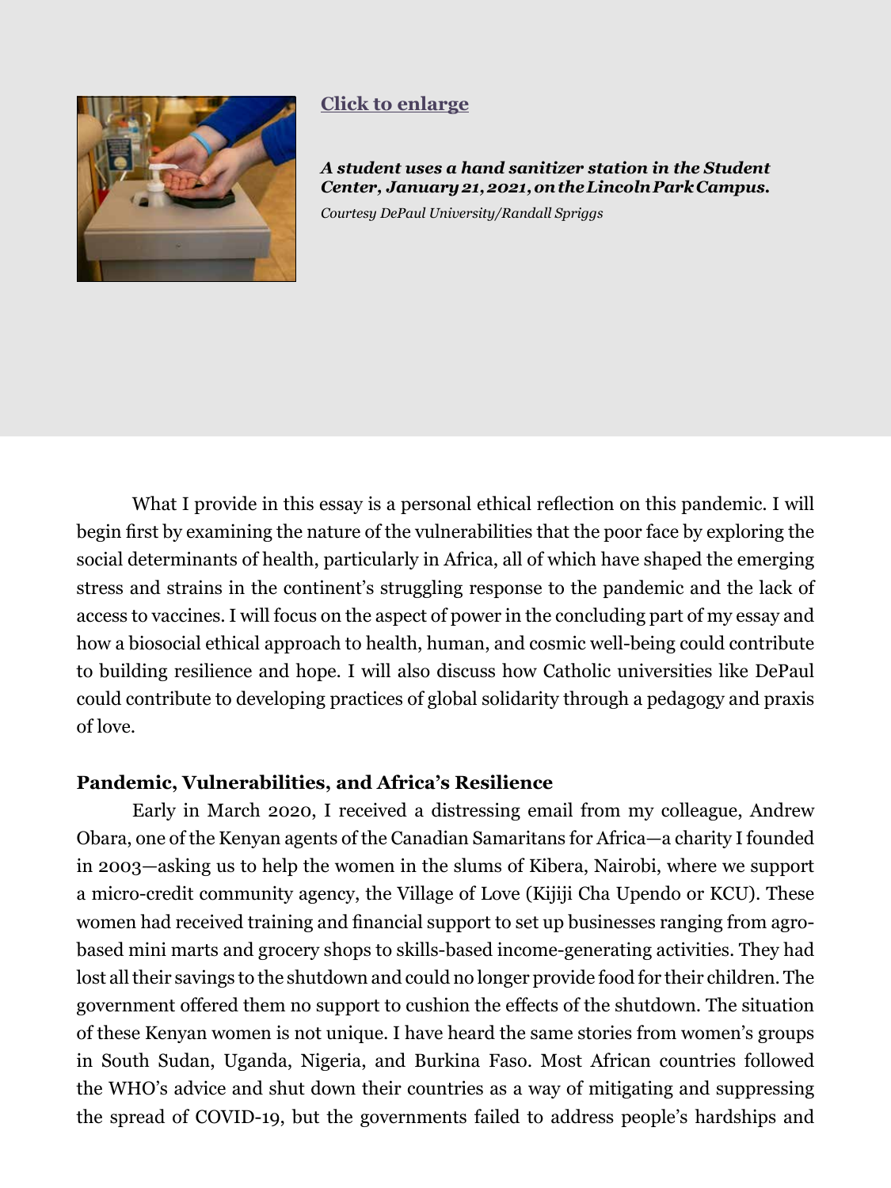[Click to enlarge]

***A student uses a hand sanitizer station in the Student Center, January 21, 2021, on the Lincoln Park Campus.***

*Courtesy DePaul University/Randall Spriggs*

What I provide in this essay is a personal ethical reflection on this pandemic. I will begin first by examining the nature of the vulnerabilities that the poor face by exploring the social determinants of health, particularly in Africa, all of which have shaped the emerging stress and strains in the continent's struggling response to the pandemic and the lack of access to vaccines. I will focus on the aspect of power in the concluding part of my essay and how a biosocial ethical approach to health, human, and cosmic well-being could contribute to building resilience and hope. I will also discuss how Catholic universities like DePaul could contribute to developing practices of global solidarity through a pedagogy and praxis of love.

**Pandemic, Vulnerabilities, and Africa's Resilience**

Early in March 2020, I received a distressing email from my colleague, Andrew Obara, one of the Kenyan agents of the Canadian Samaritans for Africa—a charity I founded in 2003—asking us to help the women in the slums of Kibera, Nairobi, where we support a micro-credit community agency, the Village of Love (Kijiji Cha Upendo or KCU). These women had received training and financial support to set up businesses ranging from agro-based mini marts and grocery shops to skills-based income-generating activities. They had lost all their savings to the shutdown and could no longer provide food for their children. The government offered them no support to cushion the effects of the shutdown. The situation of these Kenyan women is not unique. I have heard the same stories from women's groups in South Sudan, Uganda, Nigeria, and Burkina Faso. Most African countries followed the WHO's advice and shut down their countries as a way of mitigating and suppressing the spread of COVID-19, but the governments failed to address people's hardships and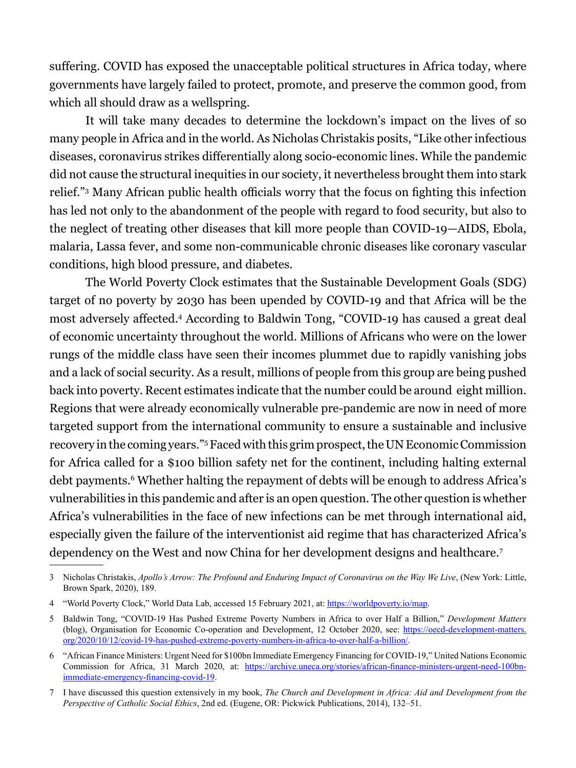suffering. COVID has exposed the unacceptable political structures in Africa today, where governments have largely failed to protect, promote, and preserve the common good, from which all should draw as a wellspring.

It will take many decades to determine the lockdown's impact on the lives of so many people in Africa and in the world. As Nicholas Christakis posits, "Like other infectious diseases, coronavirus strikes differentially along socio-economic lines. While the pandemic did not cause the structural inequities in our society, it nevertheless brought them into stark relief."[3] Many African public health officials worry that the focus on fighting this infection has led not only to the abandonment of the people with regard to food security, but also to the neglect of treating other diseases that kill more people than COVID-19—AIDS, Ebola, malaria, Lassa fever, and some non-communicable chronic diseases like coronary vascular conditions, high blood pressure, and diabetes.

The World Poverty Clock estimates that the Sustainable Development Goals (SDG) target of no poverty by 2030 has been upended by COVID-19 and that Africa will be the most adversely affected.[4] According to Baldwin Tong, "COVID-19 has caused a great deal of economic uncertainty throughout the world. Millions of Africans who were on the lower rungs of the middle class have seen their incomes plummet due to rapidly vanishing jobs and a lack of social security. As a result, millions of people from this group are being pushed back into poverty. Recent estimates indicate that the number could be around eight million. Regions that were already economically vulnerable pre-pandemic are now in need of more targeted support from the international community to ensure a sustainable and inclusive recovery in the coming years."[5] Faced with this grim prospect, the UN Economic Commission for Africa called for a $100 billion safety net for the continent, including halting external debt payments.[6] Whether halting the repayment of debts will be enough to address Africa's vulnerabilities in this pandemic and after is an open question. The other question is whether Africa's vulnerabilities in the face of new infections can be met through international aid, especially given the failure of the interventionist aid regime that has characterized Africa's dependency on the West and now China for her development designs and healthcare.[7]

---

3 Nicholas Christakis, *Apollo's Arrow: The Profound and Enduring Impact of Coronavirus on the Way We Live*, (New York: Little, Brown Spark, 2020), 189.

4 "World Poverty Clock," World Data Lab, accessed 15 February 2021, at: https://worldpoverty.io/map.

5 Baldwin Tong, "COVID-19 Has Pushed Extreme Poverty Numbers in Africa to over Half a Billion," *Development Matters* (blog), Organisation for Economic Co-operation and Development, 12 October 2020, see: https://oecd-development-matters.org/2020/10/12/covid-19-has-pushed-extreme-poverty-numbers-in-africa-to-over-half-a-billion/.

6 "African Finance Ministers: Urgent Need for $100bn Immediate Emergency Financing for COVID-19," United Nations Economic Commission for Africa, 31 March 2020, at: https://archive.uneca.org/stories/african-finance-ministers-urgent-need-100bn-immediate-emergency-financing-covid-19.

7 I have discussed this question extensively in my book, *The Church and Development in Africa: Aid and Development from the Perspective of Catholic Social Ethics*, 2nd ed. (Eugene, OR: Pickwick Publications, 2014), 132–51.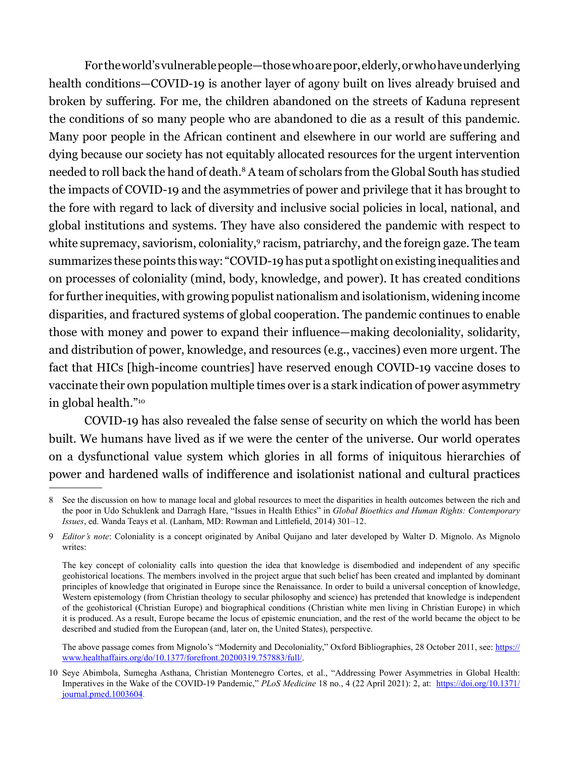For the world's vulnerable people—those who are poor, elderly, or who have underlying health conditions—COVID-19 is another layer of agony built on lives already bruised and broken by suffering. For me, the children abandoned on the streets of Kaduna represent the conditions of so many people who are abandoned to die as a result of this pandemic. Many poor people in the African continent and elsewhere in our world are suffering and dying because our society has not equitably allocated resources for the urgent intervention needed to roll back the hand of death.[8] A team of scholars from the Global South has studied the impacts of COVID-19 and the asymmetries of power and privilege that it has brought to the fore with regard to lack of diversity and inclusive social policies in local, national, and global institutions and systems. They have also considered the pandemic with respect to white supremacy, saviorism, coloniality,[9] racism, patriarchy, and the foreign gaze. The team summarizes these points this way: "COVID-19 has put a spotlight on existing inequalities and on processes of coloniality (mind, body, knowledge, and power). It has created conditions for further inequities, with growing populist nationalism and isolationism, widening income disparities, and fractured systems of global cooperation. The pandemic continues to enable those with money and power to expand their influence—making decoloniality, solidarity, and distribution of power, knowledge, and resources (e.g., vaccines) even more urgent. The fact that HICs [high-income countries] have reserved enough COVID-19 vaccine doses to vaccinate their own population multiple times over is a stark indication of power asymmetry in global health."[10]

COVID-19 has also revealed the false sense of security on which the world has been built. We humans have lived as if we were the center of the universe. Our world operates on a dysfunctional value system which glories in all forms of iniquitous hierarchies of power and hardened walls of indifference and isolationist national and cultural practices

---

8 See the discussion on how to manage local and global resources to meet the disparities in health outcomes between the rich and the poor in Udo Schuklenk and Darragh Hare, "Issues in Health Ethics" in *Global Bioethics and Human Rights: Contemporary Issues*, ed. Wanda Teays et al. (Lanham, MD: Rowman and Littlefield, 2014) 301–12.

9 *Editor's note*: Coloniality is a concept originated by Aníbal Quijano and later developed by Walter D. Mignolo. As Mignolo writes:

> The key concept of coloniality calls into question the idea that knowledge is disembodied and independent of any specific geohistorical locations. The members involved in the project argue that such belief has been created and implanted by dominant principles of knowledge that originated in Europe since the Renaissance. In order to build a universal conception of knowledge, Western epistemology (from Christian theology to secular philosophy and science) has pretended that knowledge is independent of the geohistorical (Christian Europe) and biographical conditions (Christian white men living in Christian Europe) in which it is produced. As a result, Europe became the locus of epistemic enunciation, and the rest of the world became the object to be described and studied from the European (and, later on, the United States), perspective.

The above passage comes from Mignolo's "Modernity and Decoloniality," Oxford Bibliographies, 28 October 2011, see: https://www.healthaffairs.org/do/10.1377/forefront.20200319.757883/full/.

10 Seye Abimbola, Sumegha Asthana, Christian Montenegro Cortes, et al., "Addressing Power Asymmetries in Global Health: Imperatives in the Wake of the COVID-19 Pandemic," *PLoS Medicine* 18 no., 4 (22 April 2021): 2, at: https://doi.org/10.1371/journal.pmed.1003604.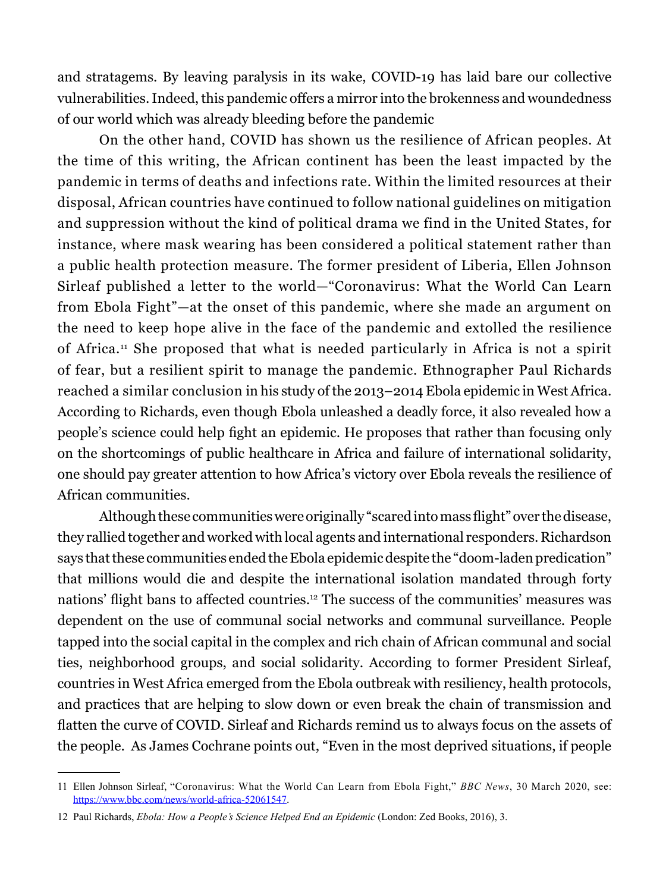and stratagems. By leaving paralysis in its wake, COVID-19 has laid bare our collective vulnerabilities. Indeed, this pandemic offers a mirror into the brokenness and woundedness of our world which was already bleeding before the pandemic

On the other hand, COVID has shown us the resilience of African peoples. At the time of this writing, the African continent has been the least impacted by the pandemic in terms of deaths and infections rate. Within the limited resources at their disposal, African countries have continued to follow national guidelines on mitigation and suppression without the kind of political drama we find in the United States, for instance, where mask wearing has been considered a political statement rather than a public health protection measure. The former president of Liberia, Ellen Johnson Sirleaf published a letter to the world—"Coronavirus: What the World Can Learn from Ebola Fight"—at the onset of this pandemic, where she made an argument on the need to keep hope alive in the face of the pandemic and extolled the resilience of Africa.[11] She proposed that what is needed particularly in Africa is not a spirit of fear, but a resilient spirit to manage the pandemic. Ethnographer Paul Richards reached a similar conclusion in his study of the 2013–2014 Ebola epidemic in West Africa. According to Richards, even though Ebola unleashed a deadly force, it also revealed how a people's science could help fight an epidemic. He proposes that rather than focusing only on the shortcomings of public healthcare in Africa and failure of international solidarity, one should pay greater attention to how Africa's victory over Ebola reveals the resilience of African communities.

Although these communities were originally "scared into mass flight" over the disease, they rallied together and worked with local agents and international responders. Richardson says that these communities ended the Ebola epidemic despite the "doom-laden predication" that millions would die and despite the international isolation mandated through forty nations' flight bans to affected countries.[12] The success of the communities' measures was dependent on the use of communal social networks and communal surveillance. People tapped into the social capital in the complex and rich chain of African communal and social ties, neighborhood groups, and social solidarity. According to former President Sirleaf, countries in West Africa emerged from the Ebola outbreak with resiliency, health protocols, and practices that are helping to slow down or even break the chain of transmission and flatten the curve of COVID. Sirleaf and Richards remind us to always focus on the assets of the people. As James Cochrane points out, "Even in the most deprived situations, if people

---

11 Ellen Johnson Sirleaf, "Coronavirus: What the World Can Learn from Ebola Fight," *BBC News*, 30 March 2020, see: https://www.bbc.com/news/world-africa-52061547.

12 Paul Richards, *Ebola: How a People's Science Helped End an Epidemic* (London: Zed Books, 2016), 3.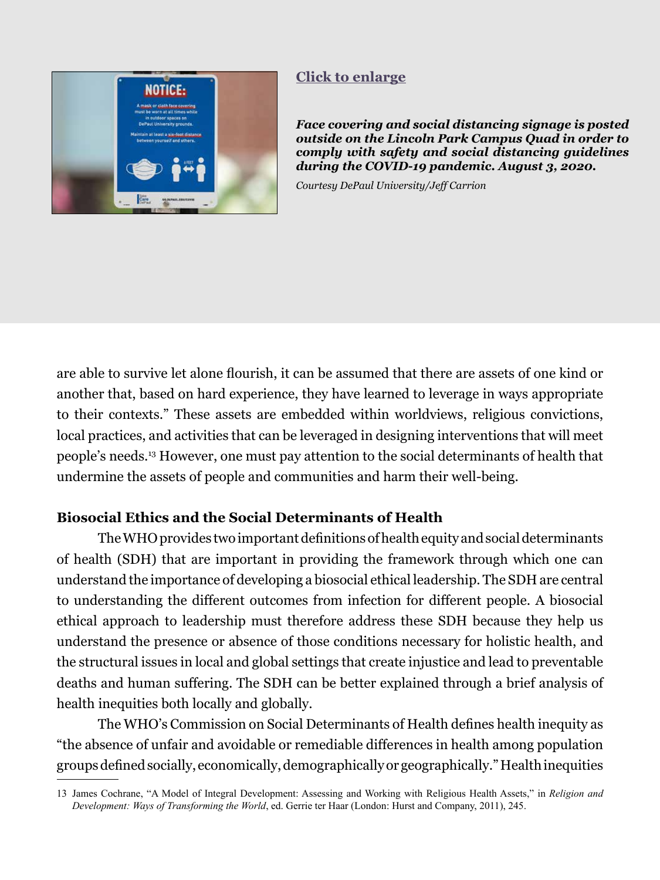[Click to enlarge](#)

***Face covering and social distancing signage is posted outside on the Lincoln Park Campus Quad in order to comply with safety and social distancing guidelines during the COVID-19 pandemic. August 3, 2020.***

*Courtesy DePaul University/Jeff Carrion*

are able to survive let alone flourish, it can be assumed that there are assets of one kind or another that, based on hard experience, they have learned to leverage in ways appropriate to their contexts." These assets are embedded within worldviews, religious convictions, local practices, and activities that can be leveraged in designing interventions that will meet people's needs.[13] However, one must pay attention to the social determinants of health that undermine the assets of people and communities and harm their well-being.

### Biosocial Ethics and the Social Determinants of Health

The WHO provides two important definitions of health equity and social determinants of health (SDH) that are important in providing the framework through which one can understand the importance of developing a biosocial ethical leadership. The SDH are central to understanding the different outcomes from infection for different people. A biosocial ethical approach to leadership must therefore address these SDH because they help us understand the presence or absence of those conditions necessary for holistic health, and the structural issues in local and global settings that create injustice and lead to preventable deaths and human suffering. The SDH can be better explained through a brief analysis of health inequities both locally and globally.

The WHO's Commission on Social Determinants of Health defines health inequity as "the absence of unfair and avoidable or remediable differences in health among population groups defined socially, economically, demographically or geographically." Health inequities

13 James Cochrane, "A Model of Integral Development: Assessing and Working with Religious Health Assets," in *Religion and Development: Ways of Transforming the World*, ed. Gerrie ter Haar (London: Hurst and Company, 2011), 245.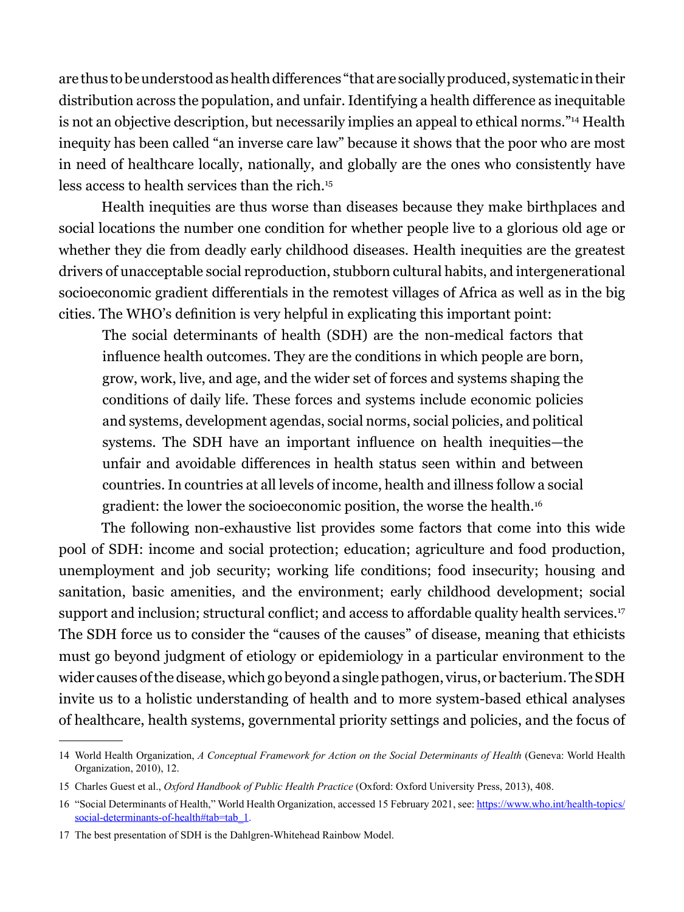are thus to be understood as health differences "that are socially produced, systematic in their distribution across the population, and unfair. Identifying a health difference as inequitable is not an objective description, but necessarily implies an appeal to ethical norms."[14] Health inequity has been called "an inverse care law" because it shows that the poor who are most in need of healthcare locally, nationally, and globally are the ones who consistently have less access to health services than the rich.[15]

Health inequities are thus worse than diseases because they make birthplaces and social locations the number one condition for whether people live to a glorious old age or whether they die from deadly early childhood diseases. Health inequities are the greatest drivers of unacceptable social reproduction, stubborn cultural habits, and intergenerational socioeconomic gradient differentials in the remotest villages of Africa as well as in the big cities. The WHO's definition is very helpful in explicating this important point:

> The social determinants of health (SDH) are the non-medical factors that influence health outcomes. They are the conditions in which people are born, grow, work, live, and age, and the wider set of forces and systems shaping the conditions of daily life. These forces and systems include economic policies and systems, development agendas, social norms, social policies, and political systems. The SDH have an important influence on health inequities—the unfair and avoidable differences in health status seen within and between countries. In countries at all levels of income, health and illness follow a social gradient: the lower the socioeconomic position, the worse the health.[16]

The following non-exhaustive list provides some factors that come into this wide pool of SDH: income and social protection; education; agriculture and food production, unemployment and job security; working life conditions; food insecurity; housing and sanitation, basic amenities, and the environment; early childhood development; social support and inclusion; structural conflict; and access to affordable quality health services.[17] The SDH force us to consider the "causes of the causes" of disease, meaning that ethicists must go beyond judgment of etiology or epidemiology in a particular environment to the wider causes of the disease, which go beyond a single pathogen, virus, or bacterium. The SDH invite us to a holistic understanding of health and to more system-based ethical analyses of healthcare, health systems, governmental priority settings and policies, and the focus of

---

14 World Health Organization, *A Conceptual Framework for Action on the Social Determinants of Health* (Geneva: World Health Organization, 2010), 12.

15 Charles Guest et al., *Oxford Handbook of Public Health Practice* (Oxford: Oxford University Press, 2013), 408.

16 "Social Determinants of Health," World Health Organization, accessed 15 February 2021, see: https://www.who.int/health-topics/social-determinants-of-health#tab=tab_1.

17 The best presentation of SDH is the Dahlgren-Whitehead Rainbow Model.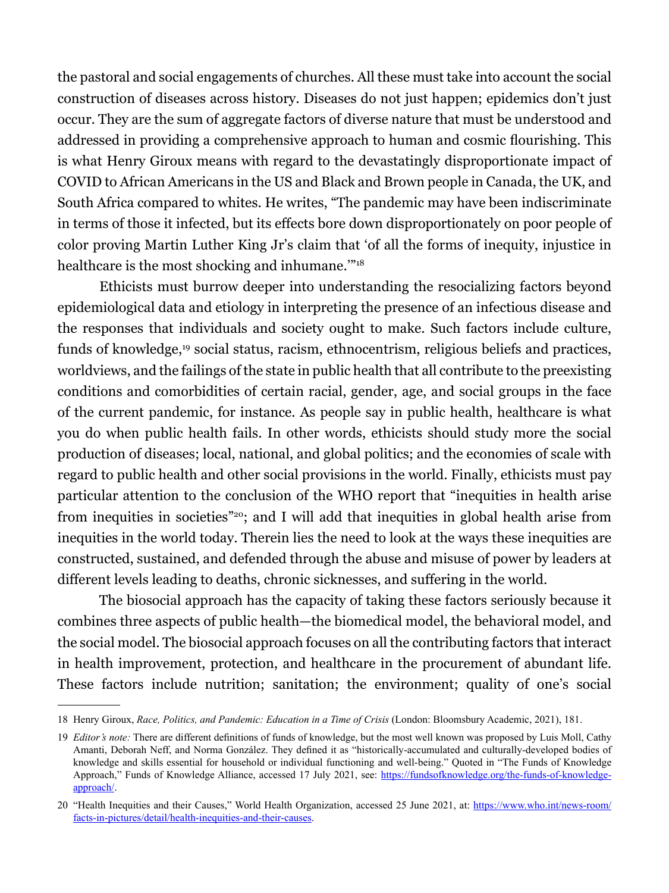the pastoral and social engagements of churches. All these must take into account the social construction of diseases across history. Diseases do not just happen; epidemics don't just occur. They are the sum of aggregate factors of diverse nature that must be understood and addressed in providing a comprehensive approach to human and cosmic flourishing. This is what Henry Giroux means with regard to the devastatingly disproportionate impact of COVID to African Americans in the US and Black and Brown people in Canada, the UK, and South Africa compared to whites. He writes, "The pandemic may have been indiscriminate in terms of those it infected, but its effects bore down disproportionately on poor people of color proving Martin Luther King Jr's claim that 'of all the forms of inequity, injustice in healthcare is the most shocking and inhumane.'"[18]

Ethicists must burrow deeper into understanding the resocializing factors beyond epidemiological data and etiology in interpreting the presence of an infectious disease and the responses that individuals and society ought to make. Such factors include culture, funds of knowledge,[19] social status, racism, ethnocentrism, religious beliefs and practices, worldviews, and the failings of the state in public health that all contribute to the preexisting conditions and comorbidities of certain racial, gender, age, and social groups in the face of the current pandemic, for instance. As people say in public health, healthcare is what you do when public health fails. In other words, ethicists should study more the social production of diseases; local, national, and global politics; and the economies of scale with regard to public health and other social provisions in the world. Finally, ethicists must pay particular attention to the conclusion of the WHO report that "inequities in health arise from inequities in societies"[20]; and I will add that inequities in global health arise from inequities in the world today. Therein lies the need to look at the ways these inequities are constructed, sustained, and defended through the abuse and misuse of power by leaders at different levels leading to deaths, chronic sicknesses, and suffering in the world.

The biosocial approach has the capacity of taking these factors seriously because it combines three aspects of public health—the biomedical model, the behavioral model, and the social model. The biosocial approach focuses on all the contributing factors that interact in health improvement, protection, and healthcare in the procurement of abundant life. These factors include nutrition; sanitation; the environment; quality of one's social

---

18 Henry Giroux, *Race, Politics, and Pandemic: Education in a Time of Crisis* (London: Bloomsbury Academic, 2021), 181.

19 *Editor's note:* There are different definitions of funds of knowledge, but the most well known was proposed by Luis Moll, Cathy Amanti, Deborah Neff, and Norma González. They defined it as "historically-accumulated and culturally-developed bodies of knowledge and skills essential for household or individual functioning and well-being." Quoted in "The Funds of Knowledge Approach," Funds of Knowledge Alliance, accessed 17 July 2021, see: https://fundsofknowledge.org/the-funds-of-knowledge-approach/.

20 "Health Inequities and their Causes," World Health Organization, accessed 25 June 2021, at: https://www.who.int/news-room/facts-in-pictures/detail/health-inequities-and-their-causes.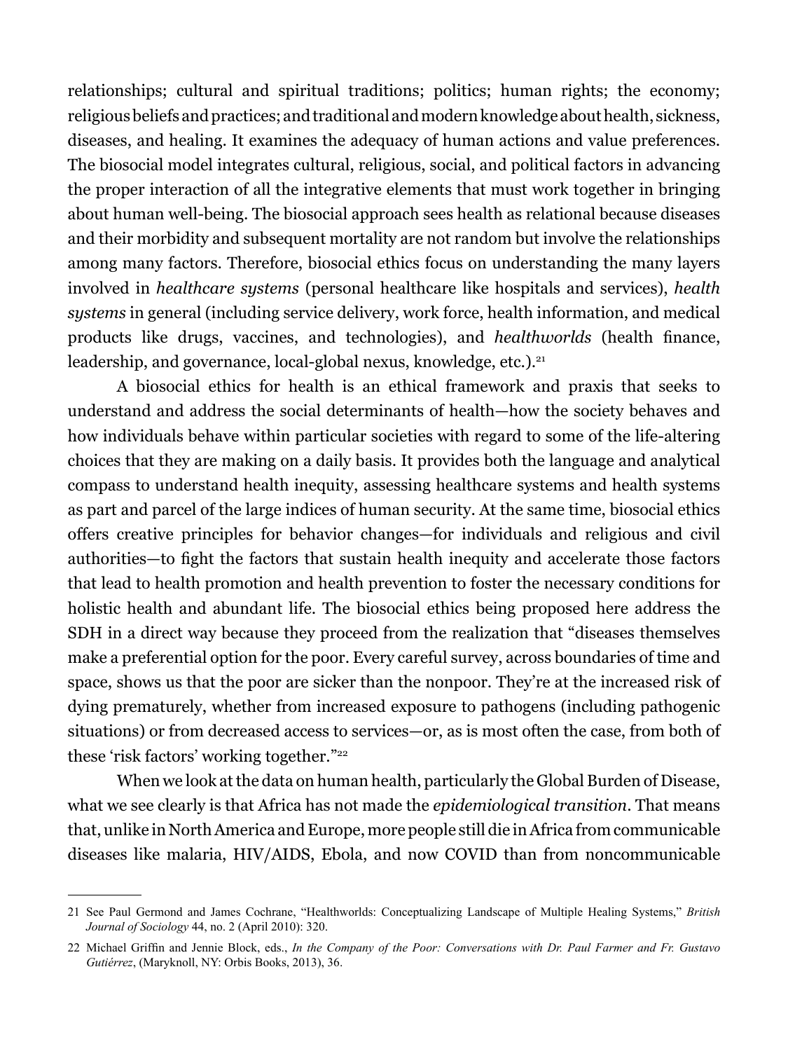relationships; cultural and spiritual traditions; politics; human rights; the economy; religious beliefs and practices; and traditional and modern knowledge about health, sickness, diseases, and healing. It examines the adequacy of human actions and value preferences. The biosocial model integrates cultural, religious, social, and political factors in advancing the proper interaction of all the integrative elements that must work together in bringing about human well-being. The biosocial approach sees health as relational because diseases and their morbidity and subsequent mortality are not random but involve the relationships among many factors. Therefore, biosocial ethics focus on understanding the many layers involved in *healthcare systems* (personal healthcare like hospitals and services), *health systems* in general (including service delivery, work force, health information, and medical products like drugs, vaccines, and technologies), and *healthworlds* (health finance, leadership, and governance, local-global nexus, knowledge, etc.).[21]

A biosocial ethics for health is an ethical framework and praxis that seeks to understand and address the social determinants of health—how the society behaves and how individuals behave within particular societies with regard to some of the life-altering choices that they are making on a daily basis. It provides both the language and analytical compass to understand health inequity, assessing healthcare systems and health systems as part and parcel of the large indices of human security. At the same time, biosocial ethics offers creative principles for behavior changes—for individuals and religious and civil authorities—to fight the factors that sustain health inequity and accelerate those factors that lead to health promotion and health prevention to foster the necessary conditions for holistic health and abundant life. The biosocial ethics being proposed here address the SDH in a direct way because they proceed from the realization that "diseases themselves make a preferential option for the poor. Every careful survey, across boundaries of time and space, shows us that the poor are sicker than the nonpoor. They're at the increased risk of dying prematurely, whether from increased exposure to pathogens (including pathogenic situations) or from decreased access to services—or, as is most often the case, from both of these 'risk factors' working together."[22]

When we look at the data on human health, particularly the Global Burden of Disease, what we see clearly is that Africa has not made the *epidemiological transition*. That means that, unlike in North America and Europe, more people still die in Africa from communicable diseases like malaria, HIV/AIDS, Ebola, and now COVID than from noncommunicable

---

21 See Paul Germond and James Cochrane, "Healthworlds: Conceptualizing Landscape of Multiple Healing Systems," *British Journal of Sociology* 44, no. 2 (April 2010): 320.

22 Michael Griffin and Jennie Block, eds., *In the Company of the Poor: Conversations with Dr. Paul Farmer and Fr. Gustavo Gutiérrez*, (Maryknoll, NY: Orbis Books, 2013), 36.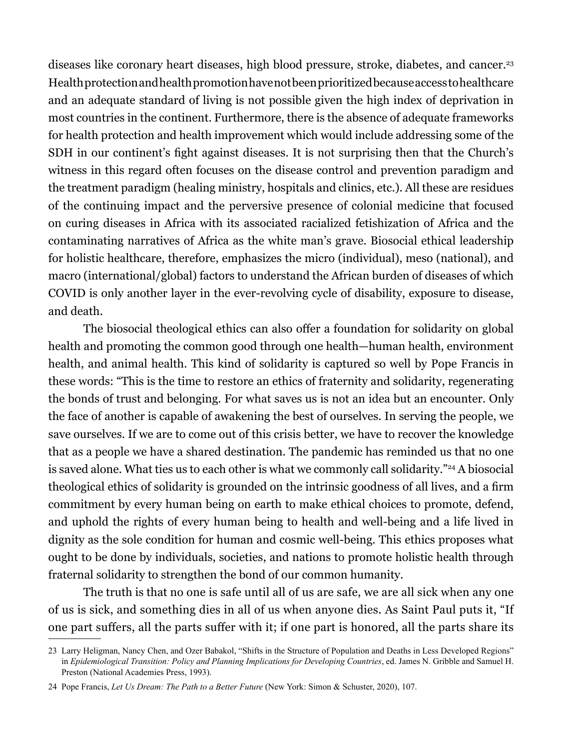diseases like coronary heart diseases, high blood pressure, stroke, diabetes, and cancer.[23] Health protection and health promotion have not been prioritized because access to healthcare and an adequate standard of living is not possible given the high index of deprivation in most countries in the continent. Furthermore, there is the absence of adequate frameworks for health protection and health improvement which would include addressing some of the SDH in our continent's fight against diseases. It is not surprising then that the Church's witness in this regard often focuses on the disease control and prevention paradigm and the treatment paradigm (healing ministry, hospitals and clinics, etc.). All these are residues of the continuing impact and the perversive presence of colonial medicine that focused on curing diseases in Africa with its associated racialized fetishization of Africa and the contaminating narratives of Africa as the white man's grave. Biosocial ethical leadership for holistic healthcare, therefore, emphasizes the micro (individual), meso (national), and macro (international/global) factors to understand the African burden of diseases of which COVID is only another layer in the ever-revolving cycle of disability, exposure to disease, and death.

The biosocial theological ethics can also offer a foundation for solidarity on global health and promoting the common good through one health—human health, environment health, and animal health. This kind of solidarity is captured so well by Pope Francis in these words: "This is the time to restore an ethics of fraternity and solidarity, regenerating the bonds of trust and belonging. For what saves us is not an idea but an encounter. Only the face of another is capable of awakening the best of ourselves. In serving the people, we save ourselves. If we are to come out of this crisis better, we have to recover the knowledge that as a people we have a shared destination. The pandemic has reminded us that no one is saved alone. What ties us to each other is what we commonly call solidarity."[24] A biosocial theological ethics of solidarity is grounded on the intrinsic goodness of all lives, and a firm commitment by every human being on earth to make ethical choices to promote, defend, and uphold the rights of every human being to health and well-being and a life lived in dignity as the sole condition for human and cosmic well-being. This ethics proposes what ought to be done by individuals, societies, and nations to promote holistic health through fraternal solidarity to strengthen the bond of our common humanity.

The truth is that no one is safe until all of us are safe, we are all sick when any one of us is sick, and something dies in all of us when anyone dies. As Saint Paul puts it, "If one part suffers, all the parts suffer with it; if one part is honored, all the parts share its

---

23 Larry Heligman, Nancy Chen, and Ozer Babakol, "Shifts in the Structure of Population and Deaths in Less Developed Regions" in *Epidemiological Transition: Policy and Planning Implications for Developing Countries*, ed. James N. Gribble and Samuel H. Preston (National Academies Press, 1993).

24 Pope Francis, *Let Us Dream: The Path to a Better Future* (New York: Simon & Schuster, 2020), 107.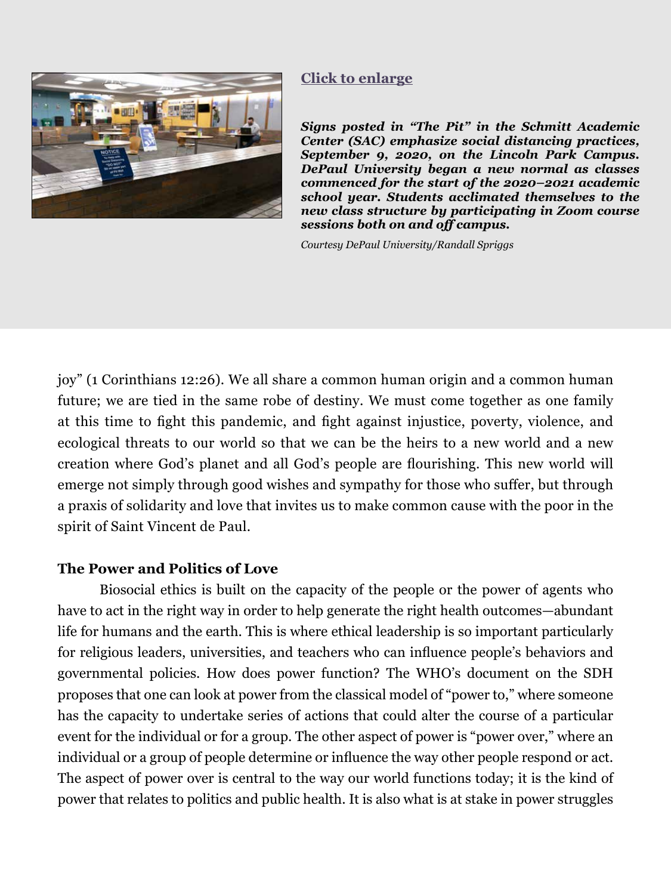[Click to enlarge](#)

***Signs posted in "The Pit" in the Schmitt Academic Center (SAC) emphasize social distancing practices, September 9, 2020, on the Lincoln Park Campus. DePaul University began a new normal as classes commenced for the start of the 2020–2021 academic school year. Students acclimated themselves to the new class structure by participating in Zoom course sessions both on and off campus.***

*Courtesy DePaul University/Randall Spriggs*

joy" (1 Corinthians 12:26). We all share a common human origin and a common human future; we are tied in the same robe of destiny. We must come together as one family at this time to fight this pandemic, and fight against injustice, poverty, violence, and ecological threats to our world so that we can be the heirs to a new world and a new creation where God's planet and all God's people are flourishing. This new world will emerge not simply through good wishes and sympathy for those who suffer, but through a praxis of solidarity and love that invites us to make common cause with the poor in the spirit of Saint Vincent de Paul.

**The Power and Politics of Love**

Biosocial ethics is built on the capacity of the people or the power of agents who have to act in the right way in order to help generate the right health outcomes—abundant life for humans and the earth. This is where ethical leadership is so important particularly for religious leaders, universities, and teachers who can influence people's behaviors and governmental policies. How does power function? The WHO's document on the SDH proposes that one can look at power from the classical model of "power to," where someone has the capacity to undertake series of actions that could alter the course of a particular event for the individual or for a group. The other aspect of power is "power over," where an individual or a group of people determine or influence the way other people respond or act. The aspect of power over is central to the way our world functions today; it is the kind of power that relates to politics and public health. It is also what is at stake in power struggles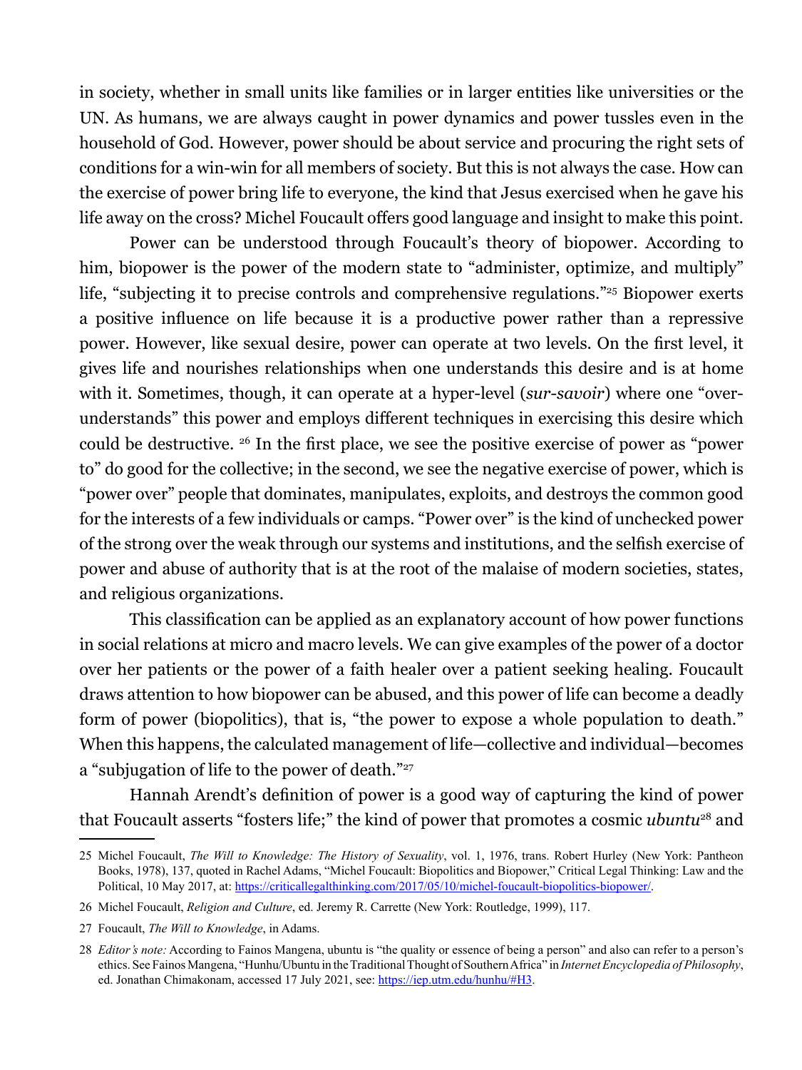in society, whether in small units like families or in larger entities like universities or the UN. As humans, we are always caught in power dynamics and power tussles even in the household of God. However, power should be about service and procuring the right sets of conditions for a win-win for all members of society. But this is not always the case. How can the exercise of power bring life to everyone, the kind that Jesus exercised when he gave his life away on the cross? Michel Foucault offers good language and insight to make this point.

Power can be understood through Foucault's theory of biopower. According to him, biopower is the power of the modern state to "administer, optimize, and multiply" life, "subjecting it to precise controls and comprehensive regulations."[25] Biopower exerts a positive influence on life because it is a productive power rather than a repressive power. However, like sexual desire, power can operate at two levels. On the first level, it gives life and nourishes relationships when one understands this desire and is at home with it. Sometimes, though, it can operate at a hyper-level (*sur-savoir*) where one "over-understands" this power and employs different techniques in exercising this desire which could be destructive. [26] In the first place, we see the positive exercise of power as "power to" do good for the collective; in the second, we see the negative exercise of power, which is "power over" people that dominates, manipulates, exploits, and destroys the common good for the interests of a few individuals or camps. "Power over" is the kind of unchecked power of the strong over the weak through our systems and institutions, and the selfish exercise of power and abuse of authority that is at the root of the malaise of modern societies, states, and religious organizations.

This classification can be applied as an explanatory account of how power functions in social relations at micro and macro levels. We can give examples of the power of a doctor over her patients or the power of a faith healer over a patient seeking healing. Foucault draws attention to how biopower can be abused, and this power of life can become a deadly form of power (biopolitics), that is, "the power to expose a whole population to death." When this happens, the calculated management of life—collective and individual—becomes a "subjugation of life to the power of death."[27]

Hannah Arendt's definition of power is a good way of capturing the kind of power that Foucault asserts "fosters life;" the kind of power that promotes a cosmic *ubuntu*[28] and

---

25 Michel Foucault, *The Will to Knowledge: The History of Sexuality*, vol. 1, 1976, trans. Robert Hurley (New York: Pantheon Books, 1978), 137, quoted in Rachel Adams, "Michel Foucault: Biopolitics and Biopower," Critical Legal Thinking: Law and the Political, 10 May 2017, at: https://criticallegalthinking.com/2017/05/10/michel-foucault-biopolitics-biopower/.

26 Michel Foucault, *Religion and Culture*, ed. Jeremy R. Carrette (New York: Routledge, 1999), 117.

27 Foucault, *The Will to Knowledge*, in Adams.

28 *Editor's note:* According to Fainos Mangena, ubuntu is "the quality or essence of being a person" and also can refer to a person's ethics. See Fainos Mangena, "Hunhu/Ubuntu in the Traditional Thought of Southern Africa" in *Internet Encyclopedia of Philosophy*, ed. Jonathan Chimakonam, accessed 17 July 2021, see: https://iep.utm.edu/hunhu/#H3.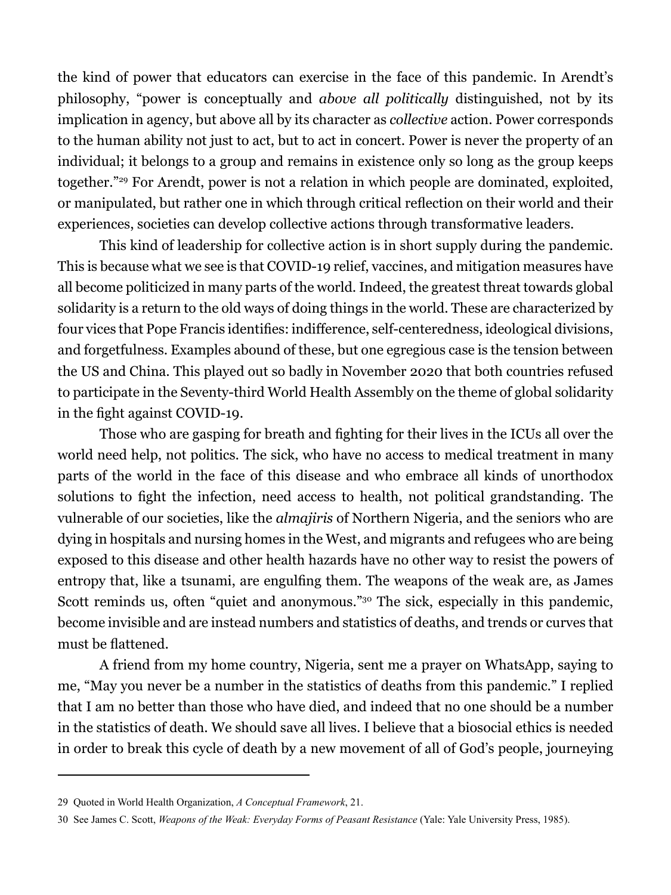the kind of power that educators can exercise in the face of this pandemic. In Arendt's philosophy, "power is conceptually and *above all politically* distinguished, not by its implication in agency, but above all by its character as *collective* action. Power corresponds to the human ability not just to act, but to act in concert. Power is never the property of an individual; it belongs to a group and remains in existence only so long as the group keeps together."[29] For Arendt, power is not a relation in which people are dominated, exploited, or manipulated, but rather one in which through critical reflection on their world and their experiences, societies can develop collective actions through transformative leaders.

This kind of leadership for collective action is in short supply during the pandemic. This is because what we see is that COVID-19 relief, vaccines, and mitigation measures have all become politicized in many parts of the world. Indeed, the greatest threat towards global solidarity is a return to the old ways of doing things in the world. These are characterized by four vices that Pope Francis identifies: indifference, self-centeredness, ideological divisions, and forgetfulness. Examples abound of these, but one egregious case is the tension between the US and China. This played out so badly in November 2020 that both countries refused to participate in the Seventy-third World Health Assembly on the theme of global solidarity in the fight against COVID-19.

Those who are gasping for breath and fighting for their lives in the ICUs all over the world need help, not politics. The sick, who have no access to medical treatment in many parts of the world in the face of this disease and who embrace all kinds of unorthodox solutions to fight the infection, need access to health, not political grandstanding. The vulnerable of our societies, like the *almajiris* of Northern Nigeria, and the seniors who are dying in hospitals and nursing homes in the West, and migrants and refugees who are being exposed to this disease and other health hazards have no other way to resist the powers of entropy that, like a tsunami, are engulfing them. The weapons of the weak are, as James Scott reminds us, often "quiet and anonymous."[30] The sick, especially in this pandemic, become invisible and are instead numbers and statistics of deaths, and trends or curves that must be flattened.

A friend from my home country, Nigeria, sent me a prayer on WhatsApp, saying to me, "May you never be a number in the statistics of deaths from this pandemic." I replied that I am no better than those who have died, and indeed that no one should be a number in the statistics of death. We should save all lives. I believe that a biosocial ethics is needed in order to break this cycle of death by a new movement of all of God's people, journeying

---

29 Quoted in World Health Organization, *A Conceptual Framework*, 21.

30 See James C. Scott, *Weapons of the Weak: Everyday Forms of Peasant Resistance* (Yale: Yale University Press, 1985).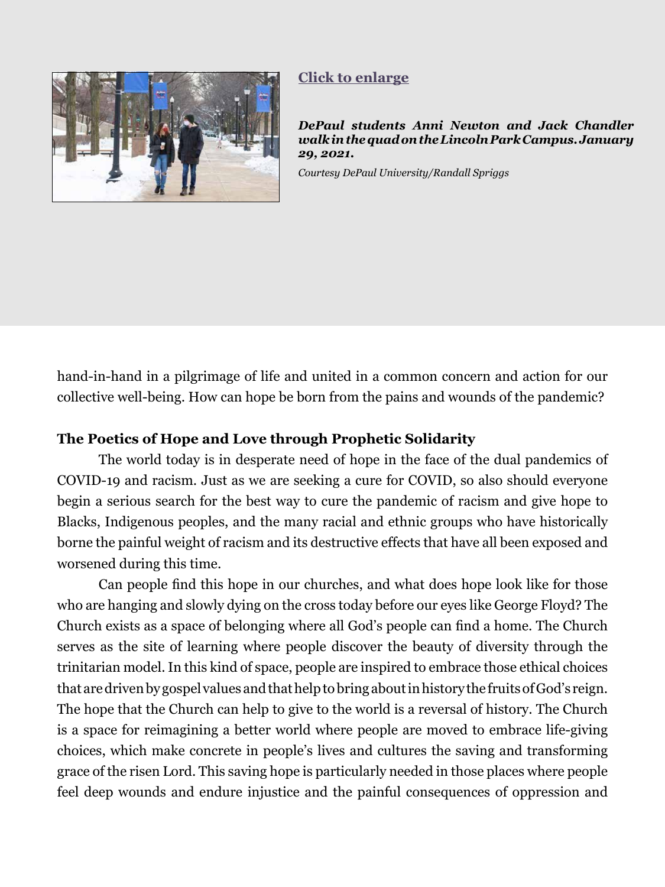Click to enlarge

***DePaul students Anni Newton and Jack Chandler walk in the quad on the Lincoln Park Campus. January 29, 2021.***

*Courtesy DePaul University/Randall Spriggs*

hand-in-hand in a pilgrimage of life and united in a common concern and action for our collective well-being. How can hope be born from the pains and wounds of the pandemic?

**The Poetics of Hope and Love through Prophetic Solidarity**

The world today is in desperate need of hope in the face of the dual pandemics of COVID-19 and racism. Just as we are seeking a cure for COVID, so also should everyone begin a serious search for the best way to cure the pandemic of racism and give hope to Blacks, Indigenous peoples, and the many racial and ethnic groups who have historically borne the painful weight of racism and its destructive effects that have all been exposed and worsened during this time.

Can people find this hope in our churches, and what does hope look like for those who are hanging and slowly dying on the cross today before our eyes like George Floyd? The Church exists as a space of belonging where all God's people can find a home. The Church serves as the site of learning where people discover the beauty of diversity through the trinitarian model. In this kind of space, people are inspired to embrace those ethical choices that are driven by gospel values and that help to bring about in history the fruits of God's reign. The hope that the Church can help to give to the world is a reversal of history. The Church is a space for reimagining a better world where people are moved to embrace life-giving choices, which make concrete in people's lives and cultures the saving and transforming grace of the risen Lord. This saving hope is particularly needed in those places where people feel deep wounds and endure injustice and the painful consequences of oppression and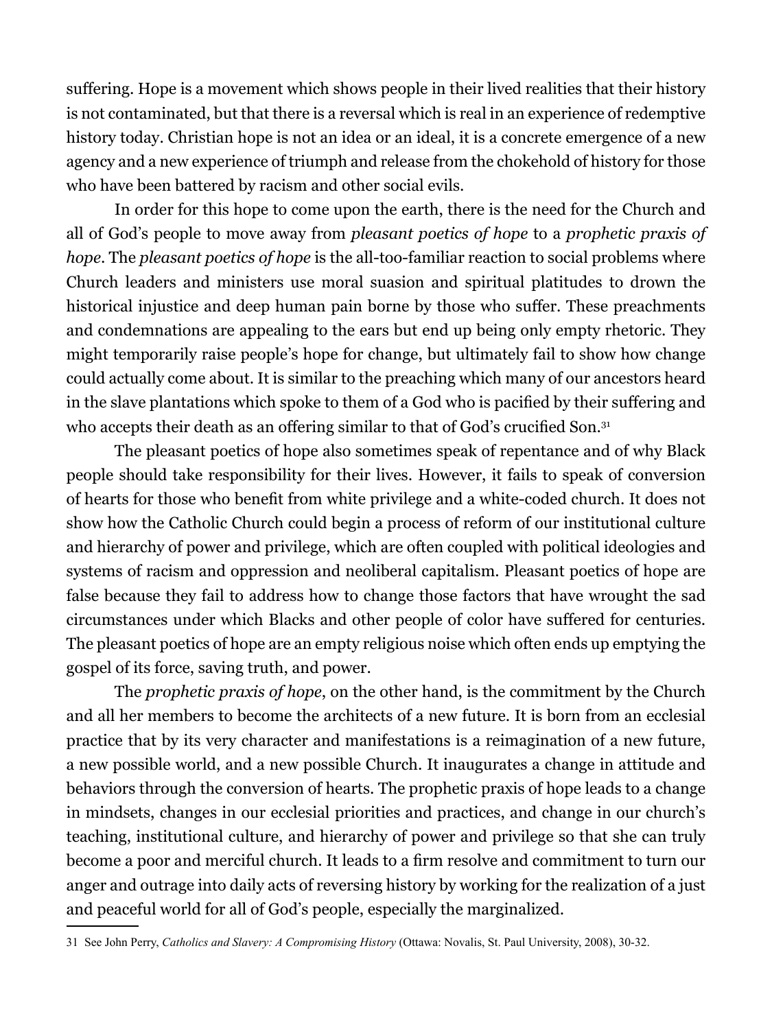suffering. Hope is a movement which shows people in their lived realities that their history is not contaminated, but that there is a reversal which is real in an experience of redemptive history today. Christian hope is not an idea or an ideal, it is a concrete emergence of a new agency and a new experience of triumph and release from the chokehold of history for those who have been battered by racism and other social evils.

In order for this hope to come upon the earth, there is the need for the Church and all of God's people to move away from *pleasant poetics of hope* to a *prophetic praxis of hope*. The *pleasant poetics of hope* is the all-too-familiar reaction to social problems where Church leaders and ministers use moral suasion and spiritual platitudes to drown the historical injustice and deep human pain borne by those who suffer. These preachments and condemnations are appealing to the ears but end up being only empty rhetoric. They might temporarily raise people's hope for change, but ultimately fail to show how change could actually come about. It is similar to the preaching which many of our ancestors heard in the slave plantations which spoke to them of a God who is pacified by their suffering and who accepts their death as an offering similar to that of God's crucified Son.[31]

The pleasant poetics of hope also sometimes speak of repentance and of why Black people should take responsibility for their lives. However, it fails to speak of conversion of hearts for those who benefit from white privilege and a white-coded church. It does not show how the Catholic Church could begin a process of reform of our institutional culture and hierarchy of power and privilege, which are often coupled with political ideologies and systems of racism and oppression and neoliberal capitalism. Pleasant poetics of hope are false because they fail to address how to change those factors that have wrought the sad circumstances under which Blacks and other people of color have suffered for centuries. The pleasant poetics of hope are an empty religious noise which often ends up emptying the gospel of its force, saving truth, and power.

The *prophetic praxis of hope*, on the other hand, is the commitment by the Church and all her members to become the architects of a new future. It is born from an ecclesial practice that by its very character and manifestations is a reimagination of a new future, a new possible world, and a new possible Church. It inaugurates a change in attitude and behaviors through the conversion of hearts. The prophetic praxis of hope leads to a change in mindsets, changes in our ecclesial priorities and practices, and change in our church's teaching, institutional culture, and hierarchy of power and privilege so that she can truly become a poor and merciful church. It leads to a firm resolve and commitment to turn our anger and outrage into daily acts of reversing history by working for the realization of a just and peaceful world for all of God's people, especially the marginalized.

---

31 See John Perry, *Catholics and Slavery: A Compromising History* (Ottawa: Novalis, St. Paul University, 2008), 30-32.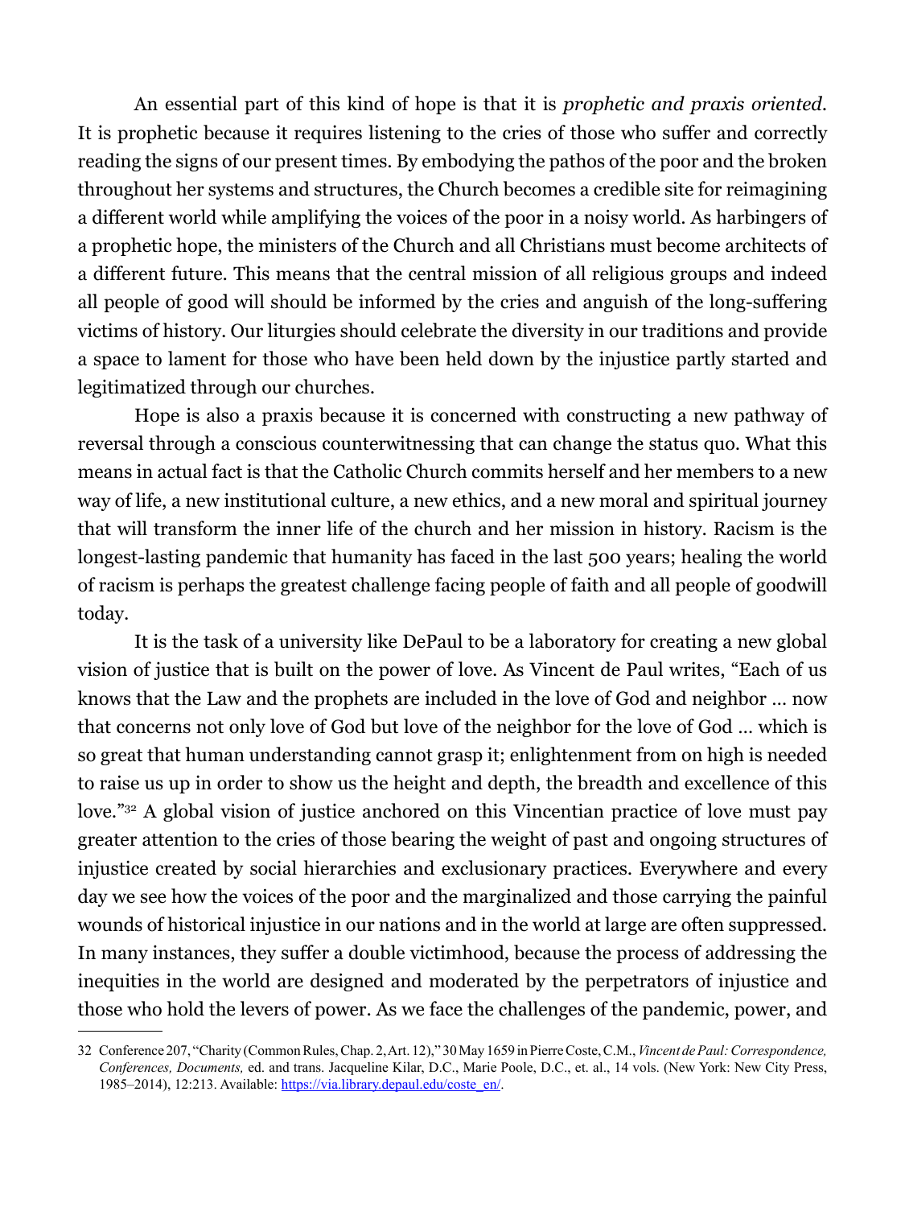An essential part of this kind of hope is that it is *prophetic and praxis oriented*. It is prophetic because it requires listening to the cries of those who suffer and correctly reading the signs of our present times. By embodying the pathos of the poor and the broken throughout her systems and structures, the Church becomes a credible site for reimagining a different world while amplifying the voices of the poor in a noisy world. As harbingers of a prophetic hope, the ministers of the Church and all Christians must become architects of a different future. This means that the central mission of all religious groups and indeed all people of good will should be informed by the cries and anguish of the long-suffering victims of history. Our liturgies should celebrate the diversity in our traditions and provide a space to lament for those who have been held down by the injustice partly started and legitimatized through our churches.

Hope is also a praxis because it is concerned with constructing a new pathway of reversal through a conscious counterwitnessing that can change the status quo. What this means in actual fact is that the Catholic Church commits herself and her members to a new way of life, a new institutional culture, a new ethics, and a new moral and spiritual journey that will transform the inner life of the church and her mission in history. Racism is the longest-lasting pandemic that humanity has faced in the last 500 years; healing the world of racism is perhaps the greatest challenge facing people of faith and all people of goodwill today.

It is the task of a university like DePaul to be a laboratory for creating a new global vision of justice that is built on the power of love. As Vincent de Paul writes, "Each of us knows that the Law and the prophets are included in the love of God and neighbor … now that concerns not only love of God but love of the neighbor for the love of God … which is so great that human understanding cannot grasp it; enlightenment from on high is needed to raise us up in order to show us the height and depth, the breadth and excellence of this love."[32] A global vision of justice anchored on this Vincentian practice of love must pay greater attention to the cries of those bearing the weight of past and ongoing structures of injustice created by social hierarchies and exclusionary practices. Everywhere and every day we see how the voices of the poor and the marginalized and those carrying the painful wounds of historical injustice in our nations and in the world at large are often suppressed. In many instances, they suffer a double victimhood, because the process of addressing the inequities in the world are designed and moderated by the perpetrators of injustice and those who hold the levers of power. As we face the challenges of the pandemic, power, and

---

32 Conference 207, "Charity (Common Rules, Chap. 2, Art. 12)," 30 May 1659 in Pierre Coste, C.M., *Vincent de Paul: Correspondence, Conferences, Documents,* ed. and trans. Jacqueline Kilar, D.C., Marie Poole, D.C., et. al., 14 vols. (New York: New City Press, 1985–2014), 12:213. Available: https://via.library.depaul.edu/coste_en/.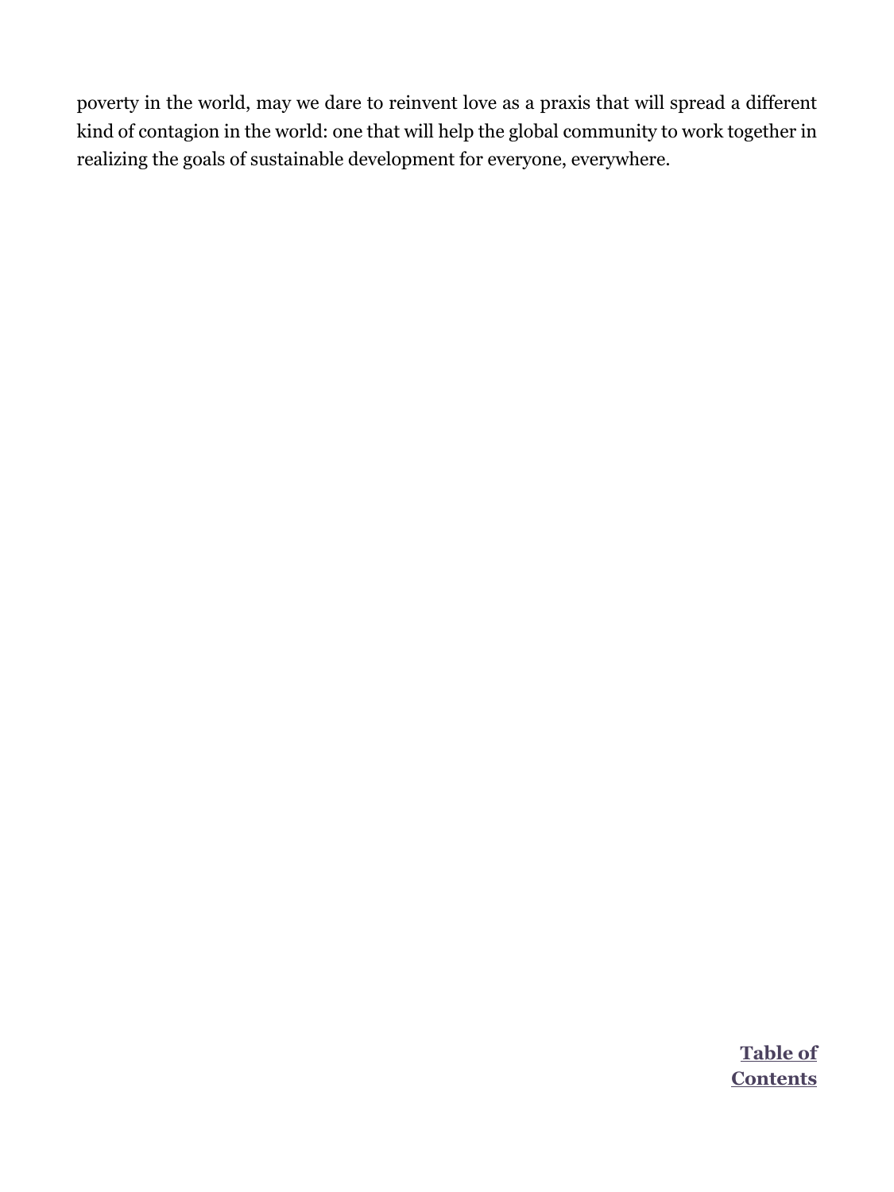poverty in the world, may we dare to reinvent love as a praxis that will spread a different kind of contagion in the world: one that will help the global community to work together in realizing the goals of sustainable development for everyone, everywhere.

**Table of Contents**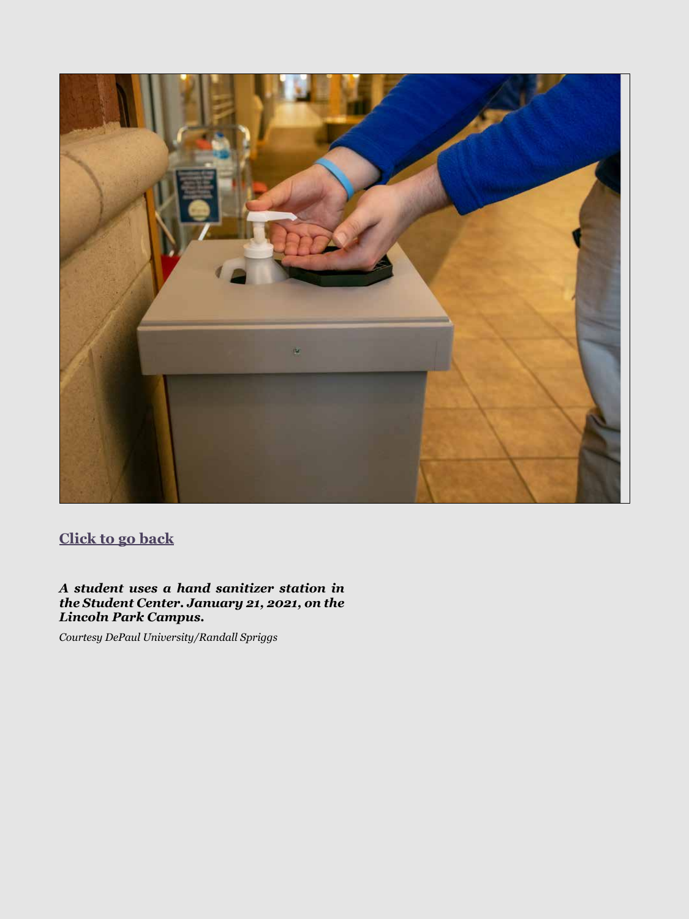[Click to go back]

***A student uses a hand sanitizer station in the Student Center. January 21, 2021, on the Lincoln Park Campus.***

*Courtesy DePaul University/Randall Spriggs*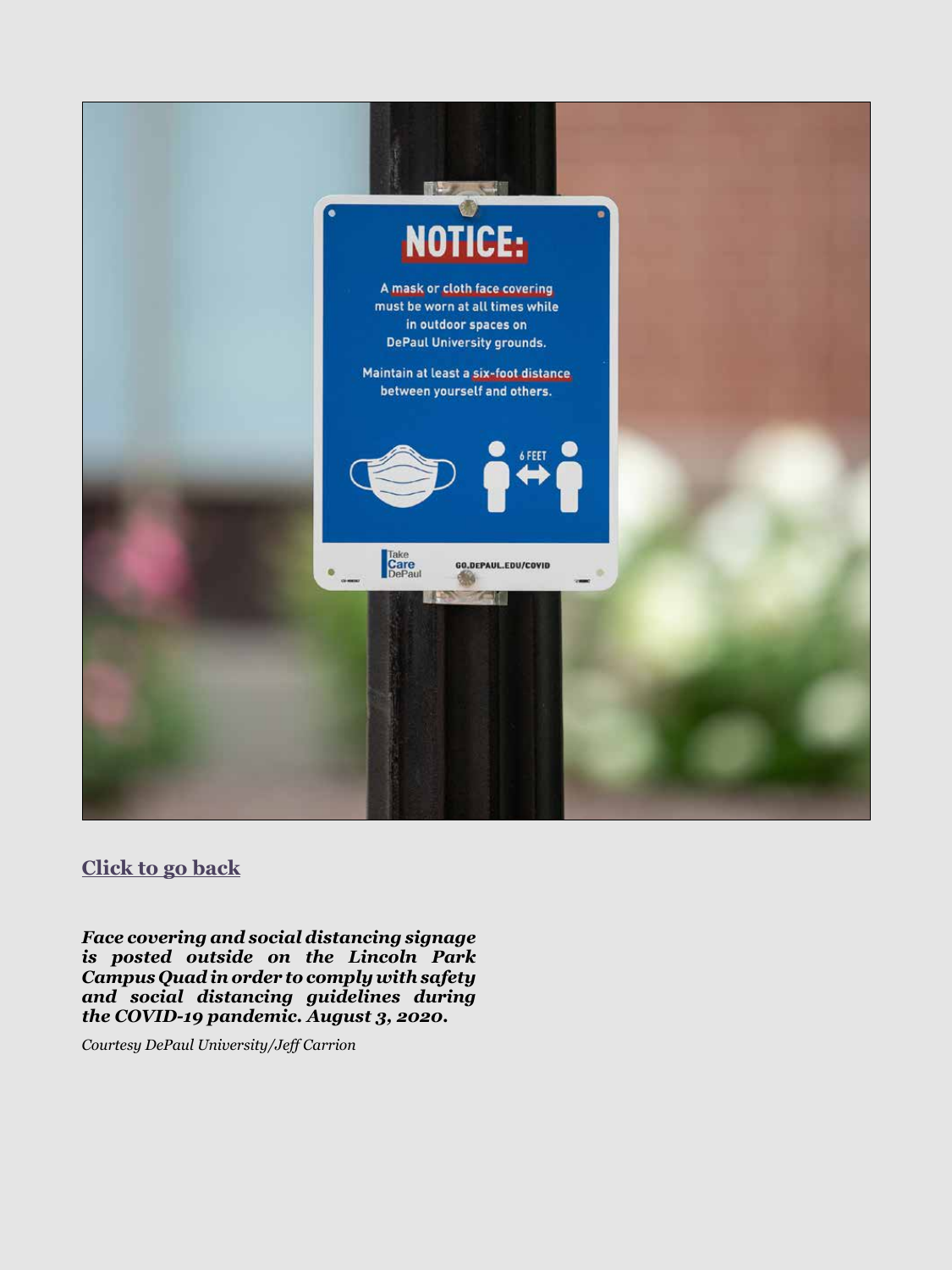[Click to go back]

***Face covering and social distancing signage is posted outside on the Lincoln Park Campus Quad in order to comply with safety and social distancing guidelines during the COVID-19 pandemic. August 3, 2020.***

*Courtesy DePaul University/Jeff Carrion*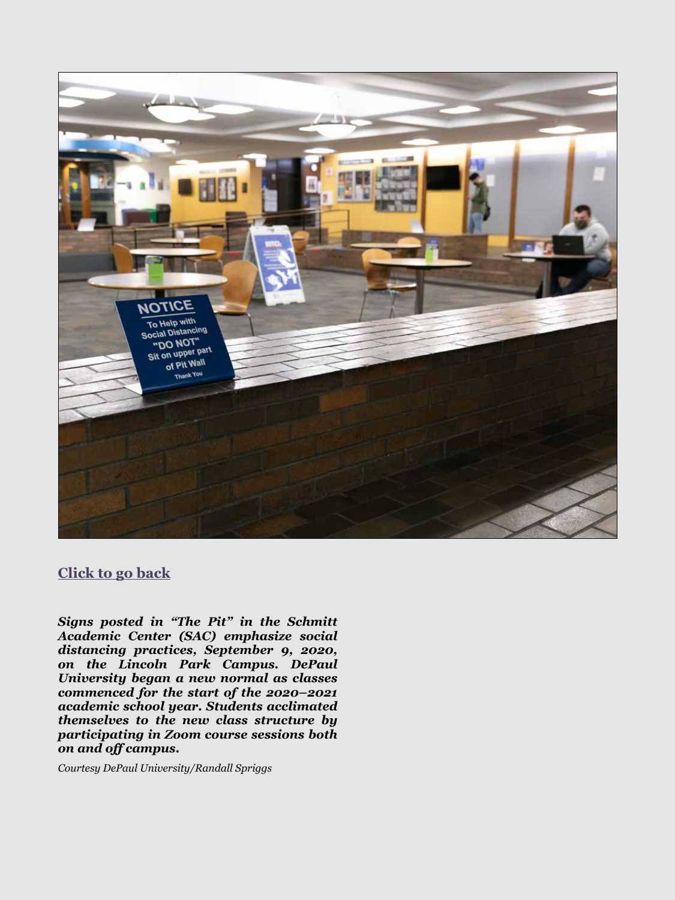[Click to go back](#)

***Signs posted in "The Pit" in the Schmitt Academic Center (SAC) emphasize social distancing practices, September 9, 2020, on the Lincoln Park Campus. DePaul University began a new normal as classes commenced for the start of the 2020–2021 academic school year. Students acclimated themselves to the new class structure by participating in Zoom course sessions both on and off campus.***

*Courtesy DePaul University/Randall Spriggs*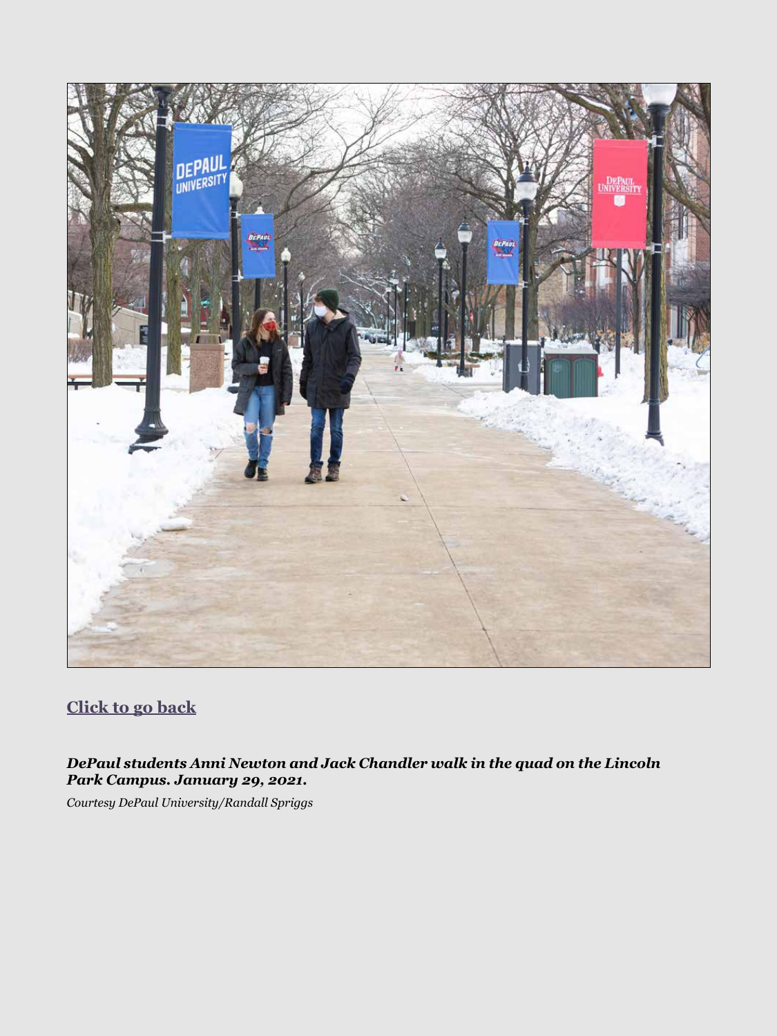[Click to go back](#)

***DePaul students Anni Newton and Jack Chandler walk in the quad on the Lincoln Park Campus. January 29, 2021.***

*Courtesy DePaul University/Randall Spriggs*